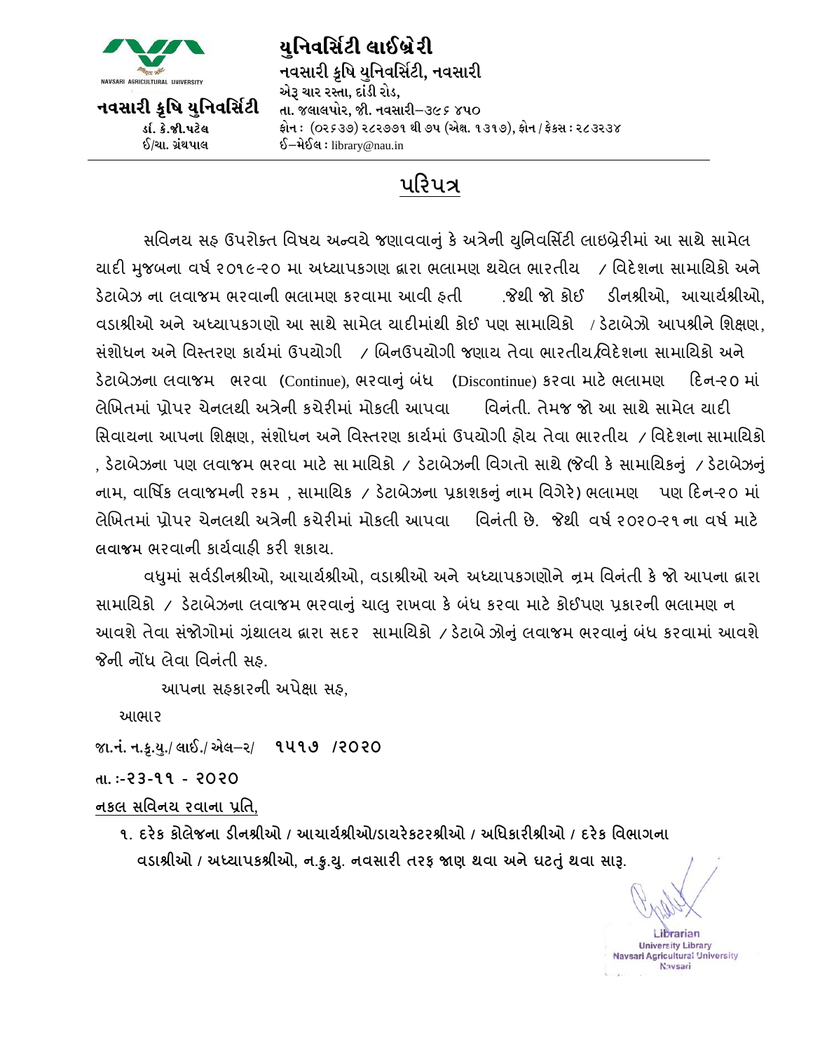# યુનિવર્સિટી લાઈબ્રેરી

NAVSARI AGRICULTURAL UNIVERSITY

**નવસારી કૃષિ યુનિવર્સિટી**
ડૉ. કે.જી.પટેલ
ઈ/ચા. ગ્રંથપાલ

**નવસારી કૃષિ યુનિવર્સિટી, નવસારી**
એરૂ ચાર રસ્તા, દાંડી રોડ,
તા. જલાલપોર, જી. નવસારી–૩૯૬ ૪૫૦
ફોન : (૦૨૬૩૭) ૨૮૨૭૭૧ થી ૭૫ (એક્ષ. ૧૩૧૭), ફોન / ફેક્સ : ૨૮૩૨૩૪
ઈ–મેઈલ : library@nau.in

## પરિપત્ર

સવિનય સહ ઉપરોક્ત વિષય અન્વયે જણાવવાનું કે અત્રેની યુનિવર્સિટી લાઇબ્રેરીમાં આ સાથે સામેલ યાદી મુજબના વર્ષ ૨૦૧૯-૨૦ મા અધ્યાપકગણ દ્વારા ભલામણ થયેલ ભારતીય / વિદેશના સામાયિકો અને ડેટાબેઝ ના લવાજમ ભરવાની ભલામણ કરવામા આવી હતી .જેથી જો કોઈ ડીનશ્રીઓ, આચાર્યશ્રીઓ, વડાશ્રીઓ અને અધ્યાપકગણો આ સાથે સામેલ યાદીમાંથી કોઈ પણ સામાયિકો / ડેટાબેઝો આપશ્રીને શિક્ષણ, સંશોધન અને વિસ્તરણ કાર્યમાં ઉપયોગી / બિનઉપયોગી જણાય તેવા ભારતીય/વિદેશના સામાયિકો અને ડેટાબેઝના લવાજમ ભરવા (Continue), ભરવાનું બંધ (Discontinue) કરવા માટે ભલામણ દિન-૨૦ માં લેખિતમાં પ્રોપર ચેનલથી અત્રેની કચેરીમાં મોકલી આપવા વિનંતી. તેમજ જો આ સાથે સામેલ યાદી સિવાયના આપના શિક્ષણ, સંશોધન અને વિસ્તરણ કાર્યમાં ઉપયોગી હોય તેવા ભારતીય / વિદેશના સામાયિકો , ડેટાબેઝના પણ લવાજમ ભરવા માટે સા માયિકો / ડેટાબેઝની વિગતો સાથે (જેવી કે સામાયિકનું / ડેટાબેઝનું નામ, વાર્ષિક લવાજમની રકમ , સામાયિક / ડેટાબેઝના પ્રકાશકનું નામ વિગેરે) ભલામણ પણ દિન-૨૦ માં લેખિતમાં પ્રોપર ચેનલથી અત્રેની કચેરીમાં મોકલી આપવા વિનંતી છે. જેથી વર્ષ ૨૦૨૦-૨૧ના વર્ષ માટે લવાજમ ભરવાની કાર્યવાહી કરી શકાય.

વધુમાં સર્વડીનશ્રીઓ, આચાર્યશ્રીઓ, વડાશ્રીઓ અને અધ્યાપકગણોને નમ્ર વિનંતી કે જો આપના દ્વારા સામાયિકો / ડેટાબેઝના લવાજમ ભરવાનું ચાલુ રાખવા કે બંધ કરવા માટે કોઈપણ પ્રકારની ભલામણ ન આવશે તેવા સંજોગોમાં ગ્રંથાલય દ્વારા સદર સામાયિકો / ડેટાબે ઝોનું લવાજમ ભરવાનું બંધ કરવામાં આવશે જેની નોંધ લેવા વિનંતી સહ.

આપના સહકારની અપેક્ષા સહ,

આભાર

જા.નં. ન.કૃ.યુ./ લાઈ./ એલ–૨/ **૧૫૧૭ /૨૦૨૦**

તા. :-**૨૩-૧૧ - ૨૦૨૦**

Librarian
University Library
Navsari Agricultural University
Navsari

**નકલ સવિનય રવાના પ્રતિ,**

**૧. દરેક કોલેજના ડીનશ્રીઓ / આચાર્યશ્રીઓ/ડાયરેકટરશ્રીઓ / અધિકારીશ્રીઓ / દરેક વિભાગના વડાશ્રીઓ / અધ્યાપકશ્રીઓ, ન.કૃ.યુ. નવસારી તરફ જાણ થવા અને ઘટતું થવા સારૂ.**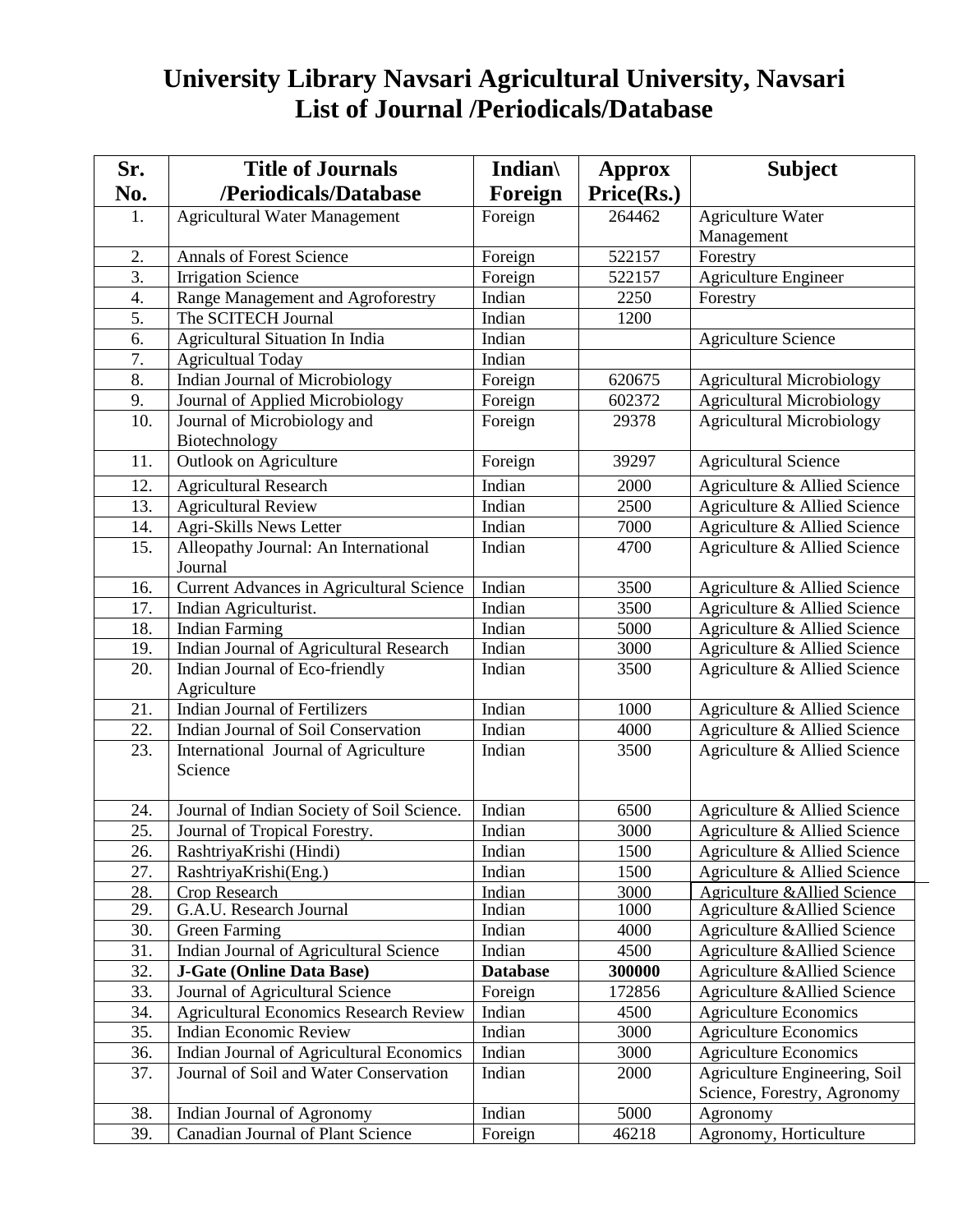# University Library Navsari Agricultural University, Navsari
## List of Journal /Periodicals/Database

| Sr. No. | Title of Journals /Periodicals/Database | Indian\ Foreign | Approx Price(Rs.) | Subject |
|---|---|---|---|---|
| 1. | Agricultural Water Management | Foreign | 264462 | Agriculture Water Management |
| 2. | Annals of Forest Science | Foreign | 522157 | Forestry |
| 3. | Irrigation Science | Foreign | 522157 | Agriculture Engineer |
| 4. | Range Management and Agroforestry | Indian | 2250 | Forestry |
| 5. | The SCITECH Journal | Indian | 1200 | |
| 6. | Agricultural Situation In India | Indian | | Agriculture Science |
| 7. | Agricultual Today | Indian | | |
| 8. | Indian Journal of Microbiology | Foreign | 620675 | Agricultural Microbiology |
| 9. | Journal of Applied Microbiology | Foreign | 602372 | Agricultural Microbiology |
| 10. | Journal of Microbiology and Biotechnology | Foreign | 29378 | Agricultural Microbiology |
| 11. | Outlook on Agriculture | Foreign | 39297 | Agricultural Science |
| 12. | Agricultural Research | Indian | 2000 | Agriculture & Allied Science |
| 13. | Agricultural Review | Indian | 2500 | Agriculture & Allied Science |
| 14. | Agri-Skills News Letter | Indian | 7000 | Agriculture & Allied Science |
| 15. | Alleopathy Journal: An International Journal | Indian | 4700 | Agriculture & Allied Science |
| 16. | Current Advances in Agricultural Science | Indian | 3500 | Agriculture & Allied Science |
| 17. | Indian Agriculturist. | Indian | 3500 | Agriculture & Allied Science |
| 18. | Indian Farming | Indian | 5000 | Agriculture & Allied Science |
| 19. | Indian Journal of Agricultural Research | Indian | 3000 | Agriculture & Allied Science |
| 20. | Indian Journal of Eco-friendly Agriculture | Indian | 3500 | Agriculture & Allied Science |
| 21. | Indian Journal of Fertilizers | Indian | 1000 | Agriculture & Allied Science |
| 22. | Indian Journal of Soil Conservation | Indian | 4000 | Agriculture & Allied Science |
| 23. | International Journal of Agriculture Science | Indian | 3500 | Agriculture & Allied Science |
| 24. | Journal of Indian Society of Soil Science. | Indian | 6500 | Agriculture & Allied Science |
| 25. | Journal of Tropical Forestry. | Indian | 3000 | Agriculture & Allied Science |
| 26. | RashtriyaKrishi (Hindi) | Indian | 1500 | Agriculture & Allied Science |
| 27. | RashtriyaKrishi(Eng.) | Indian | 1500 | Agriculture & Allied Science |
| 28. | Crop Research | Indian | 3000 | Agriculture &Allied Science |
| 29. | G.A.U. Research Journal | Indian | 1000 | Agriculture &Allied Science |
| 30. | Green Farming | Indian | 4000 | Agriculture &Allied Science |
| 31. | Indian Journal of Agricultural Science | Indian | 4500 | Agriculture &Allied Science |
| 32. | **J-Gate (Online Data Base)** | **Database** | **300000** | Agriculture &Allied Science |
| 33. | Journal of Agricultural Science | Foreign | 172856 | Agriculture &Allied Science |
| 34. | Agricultural Economics Research Review | Indian | 4500 | Agriculture Economics |
| 35. | Indian Economic Review | Indian | 3000 | Agriculture Economics |
| 36. | Indian Journal of Agricultural Economics | Indian | 3000 | Agriculture Economics |
| 37. | Journal of Soil and Water Conservation | Indian | 2000 | Agriculture Engineering, Soil Science, Forestry, Agronomy |
| 38. | Indian Journal of Agronomy | Indian | 5000 | Agronomy |
| 39. | Canadian Journal of Plant Science | Foreign | 46218 | Agronomy, Horticulture |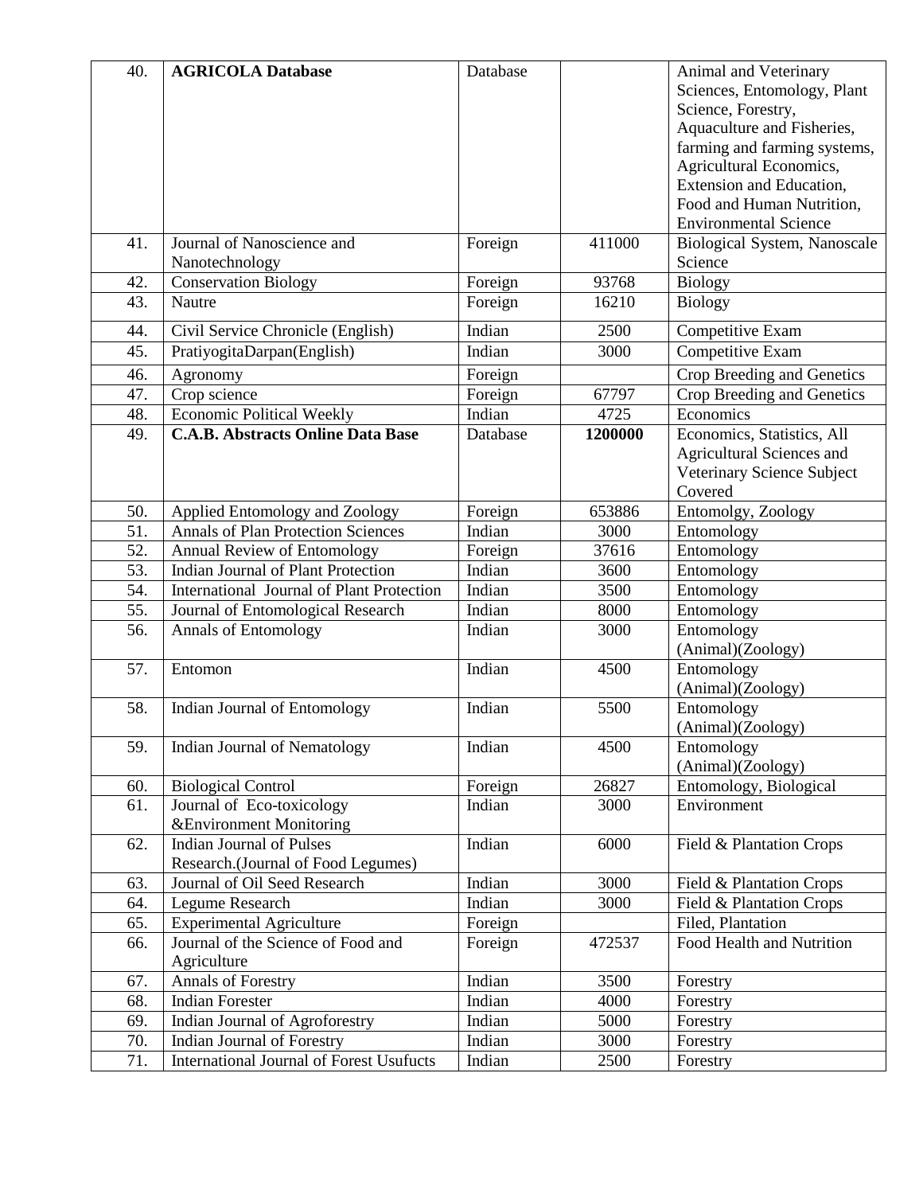| 40. | **AGRICOLA Database** | Database | | Animal and Veterinary Sciences, Entomology, Plant Science, Forestry, Aquaculture and Fisheries, farming and farming systems, Agricultural Economics, Extension and Education, Food and Human Nutrition, Environmental Science |
|---|---|---|---|---|
| 41. | Journal of Nanoscience and Nanotechnology | Foreign | 411000 | Biological System, Nanoscale Science |
| 42. | Conservation Biology | Foreign | 93768 | Biology |
| 43. | Nautre | Foreign | 16210 | Biology |
| 44. | Civil Service Chronicle (English) | Indian | 2500 | Competitive Exam |
| 45. | PratiyogitaDarpan(English) | Indian | 3000 | Competitive Exam |
| 46. | Agronomy | Foreign | | Crop Breeding and Genetics |
| 47. | Crop science | Foreign | 67797 | Crop Breeding and Genetics |
| 48. | Economic Political Weekly | Indian | 4725 | Economics |
| 49. | **C.A.B. Abstracts Online Data Base** | Database | **1200000** | Economics, Statistics, All Agricultural Sciences and Veterinary Science Subject Covered |
| 50. | Applied Entomology and Zoology | Foreign | 653886 | Entomolgy, Zoology |
| 51. | Annals of Plan Protection Sciences | Indian | 3000 | Entomology |
| 52. | Annual Review of Entomology | Foreign | 37616 | Entomology |
| 53. | Indian Journal of Plant Protection | Indian | 3600 | Entomology |
| 54. | International Journal of Plant Protection | Indian | 3500 | Entomology |
| 55. | Journal of Entomological Research | Indian | 8000 | Entomology |
| 56. | Annals of Entomology | Indian | 3000 | Entomology (Animal)(Zoology) |
| 57. | Entomon | Indian | 4500 | Entomology (Animal)(Zoology) |
| 58. | Indian Journal of Entomology | Indian | 5500 | Entomology (Animal)(Zoology) |
| 59. | Indian Journal of Nematology | Indian | 4500 | Entomology (Animal)(Zoology) |
| 60. | Biological Control | Foreign | 26827 | Entomology, Biological |
| 61. | Journal of Eco-toxicology &Environment Monitoring | Indian | 3000 | Environment |
| 62. | Indian Journal of Pulses Research.(Journal of Food Legumes) | Indian | 6000 | Field & Plantation Crops |
| 63. | Journal of Oil Seed Research | Indian | 3000 | Field & Plantation Crops |
| 64. | Legume Research | Indian | 3000 | Field & Plantation Crops |
| 65. | Experimental Agriculture | Foreign | | Filed, Plantation |
| 66. | Journal of the Science of Food and Agriculture | Foreign | 472537 | Food Health and Nutrition |
| 67. | Annals of Forestry | Indian | 3500 | Forestry |
| 68. | Indian Forester | Indian | 4000 | Forestry |
| 69. | Indian Journal of Agroforestry | Indian | 5000 | Forestry |
| 70. | Indian Journal of Forestry | Indian | 3000 | Forestry |
| 71. | International Journal of Forest Usufucts | Indian | 2500 | Forestry |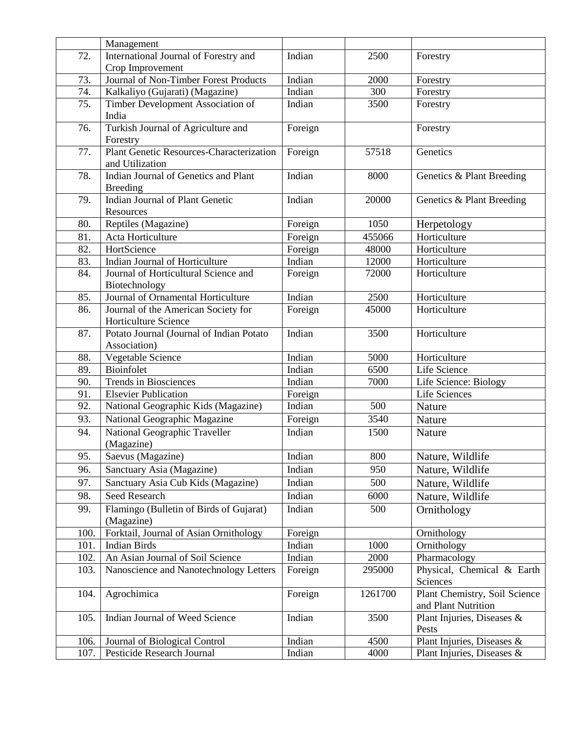|  | Management |  |  |  |
|---|---|---|---|---|
| 72. | International Journal of Forestry and Crop Improvement | Indian | 2500 | Forestry |
| 73. | Journal of Non-Timber Forest Products | Indian | 2000 | Forestry |
| 74. | Kalkaliyo (Gujarati) (Magazine) | Indian | 300 | Forestry |
| 75. | Timber Development Association of India | Indian | 3500 | Forestry |
| 76. | Turkish Journal of Agriculture and Forestry | Foreign |  | Forestry |
| 77. | Plant Genetic Resources-Characterization and Utilization | Foreign | 57518 | Genetics |
| 78. | Indian Journal of Genetics and Plant Breeding | Indian | 8000 | Genetics & Plant Breeding |
| 79. | Indian Journal of Plant Genetic Resources | Indian | 20000 | Genetics & Plant Breeding |
| 80. | Reptiles (Magazine) | Foreign | 1050 | Herpetology |
| 81. | Acta Horticulture | Foreign | 455066 | Horticulture |
| 82. | HortScience | Foreign | 48000 | Horticulture |
| 83. | Indian Journal of Horticulture | Indian | 12000 | Horticulture |
| 84. | Journal of Horticultural Science and Biotechnology | Foreign | 72000 | Horticulture |
| 85. | Journal of Ornamental Horticulture | Indian | 2500 | Horticulture |
| 86. | Journal of the American Society for Horticulture Science | Foreign | 45000 | Horticulture |
| 87. | Potato Journal (Journal of Indian Potato Association) | Indian | 3500 | Horticulture |
| 88. | Vegetable Science | Indian | 5000 | Horticulture |
| 89. | Bioinfolet | Indian | 6500 | Life Science |
| 90. | Trends in Biosciences | Indian | 7000 | Life Science: Biology |
| 91. | Elsevier Publication | Foreign |  | Life Sciences |
| 92. | National Geographic Kids (Magazine) | Indian | 500 | Nature |
| 93. | National Geographic Magazine | Foreign | 3540 | Nature |
| 94. | National Geographic Traveller (Magazine) | Indian | 1500 | Nature |
| 95. | Saevus (Magazine) | Indian | 800 | Nature, Wildlife |
| 96. | Sanctuary Asia (Magazine) | Indian | 950 | Nature, Wildlife |
| 97. | Sanctuary Asia Cub Kids (Magazine) | Indian | 500 | Nature, Wildlife |
| 98. | Seed Research | Indian | 6000 | Nature, Wildlife |
| 99. | Flamingo (Bulletin of Birds of Gujarat) (Magazine) | Indian | 500 | Ornithology |
| 100. | Forktail, Journal of Asian Ornithology | Foreign |  | Ornithology |
| 101. | Indian Birds | Indian | 1000 | Ornithology |
| 102. | An Asian Journal of Soil Science | Indian | 2000 | Pharmacology |
| 103. | Nanoscience and Nanotechnology Letters | Foreign | 295000 | Physical, Chemical & Earth Sciences |
| 104. | Agrochimica | Foreign | 1261700 | Plant Chemistry, Soil Science and Plant Nutrition |
| 105. | Indian Journal of Weed Science | Indian | 3500 | Plant Injuries, Diseases & Pests |
| 106. | Journal of Biological Control | Indian | 4500 | Plant Injuries, Diseases & |
| 107. | Pesticide Research Journal | Indian | 4000 | Plant Injuries, Diseases & |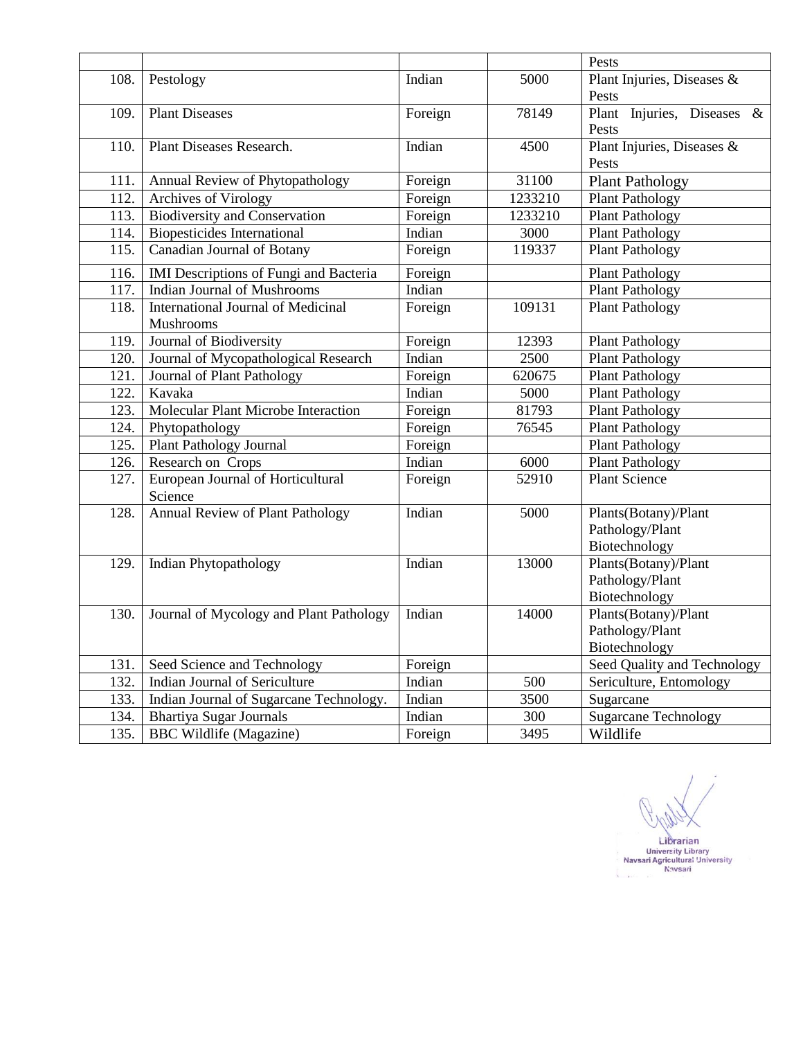| | | | | |
|---|---|---|---|---|
| | | | | Pests |
| 108. | Pestology | Indian | 5000 | Plant Injuries, Diseases & Pests |
| 109. | Plant Diseases | Foreign | 78149 | Plant Injuries, Diseases & Pests |
| 110. | Plant Diseases Research. | Indian | 4500 | Plant Injuries, Diseases & Pests |
| 111. | Annual Review of Phytopathology | Foreign | 31100 | Plant Pathology |
| 112. | Archives of Virology | Foreign | 1233210 | Plant Pathology |
| 113. | Biodiversity and Conservation | Foreign | 1233210 | Plant Pathology |
| 114. | Biopesticides International | Indian | 3000 | Plant Pathology |
| 115. | Canadian Journal of Botany | Foreign | 119337 | Plant Pathology |
| 116. | IMI Descriptions of Fungi and Bacteria | Foreign | | Plant Pathology |
| 117. | Indian Journal of Mushrooms | Indian | | Plant Pathology |
| 118. | International Journal of Medicinal Mushrooms | Foreign | 109131 | Plant Pathology |
| 119. | Journal of Biodiversity | Foreign | 12393 | Plant Pathology |
| 120. | Journal of Mycopathological Research | Indian | 2500 | Plant Pathology |
| 121. | Journal of Plant Pathology | Foreign | 620675 | Plant Pathology |
| 122. | Kavaka | Indian | 5000 | Plant Pathology |
| 123. | Molecular Plant Microbe Interaction | Foreign | 81793 | Plant Pathology |
| 124. | Phytopathology | Foreign | 76545 | Plant Pathology |
| 125. | Plant Pathology Journal | Foreign | | Plant Pathology |
| 126. | Research on Crops | Indian | 6000 | Plant Pathology |
| 127. | European Journal of Horticultural Science | Foreign | 52910 | Plant Science |
| 128. | Annual Review of Plant Pathology | Indian | 5000 | Plants(Botany)/Plant Pathology/Plant Biotechnology |
| 129. | Indian Phytopathology | Indian | 13000 | Plants(Botany)/Plant Pathology/Plant Biotechnology |
| 130. | Journal of Mycology and Plant Pathology | Indian | 14000 | Plants(Botany)/Plant Pathology/Plant Biotechnology |
| 131. | Seed Science and Technology | Foreign | | Seed Quality and Technology |
| 132. | Indian Journal of Sericulture | Indian | 500 | Sericulture, Entomology |
| 133. | Indian Journal of Sugarcane Technology. | Indian | 3500 | Sugarcane |
| 134. | Bhartiya Sugar Journals | Indian | 300 | Sugarcane Technology |
| 135. | BBC Wildlife (Magazine) | Foreign | 3495 | Wildlife |

Librarian
University Library
Navsari Agricultural University
Navsari